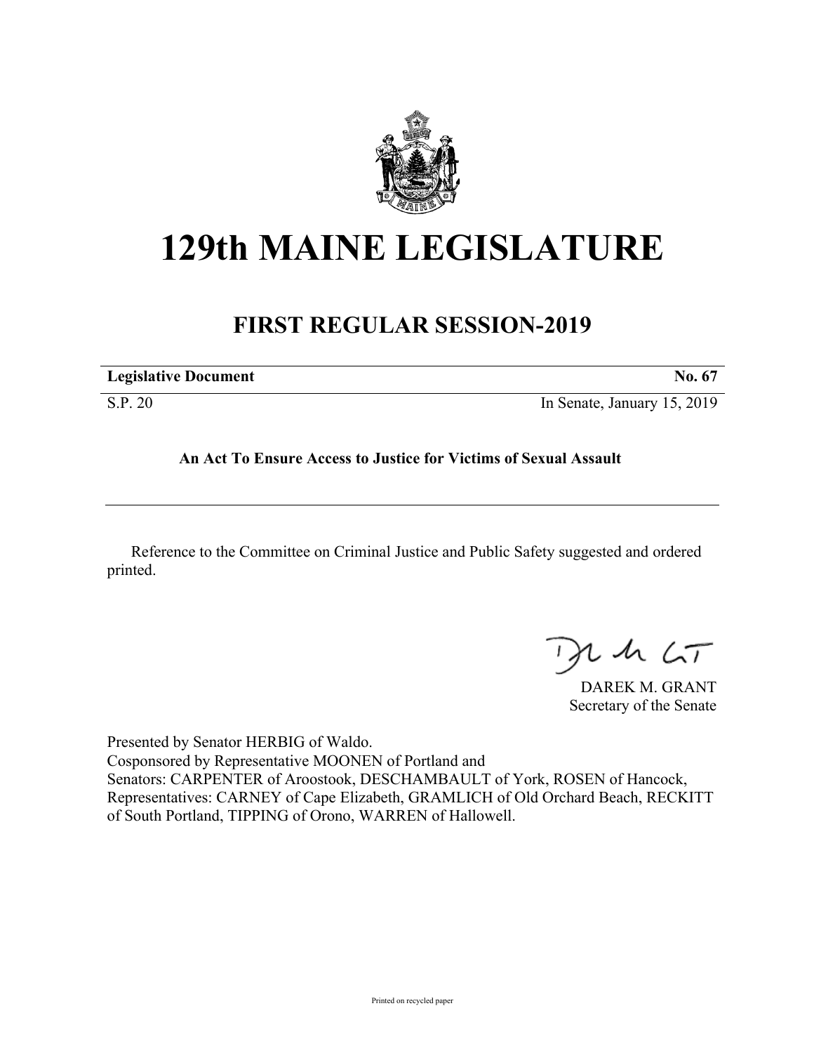# 129th MAINE LEGISLATURE

## FIRST REGULAR SESSION-2019

| **Legislative Document** | **No. 67** |
|---|---|
| S.P. 20 | In Senate, January 15, 2019 |

**An Act To Ensure Access to Justice for Victims of Sexual Assault**

---

Reference to the Committee on Criminal Justice and Public Safety suggested and ordered printed.

DAREK M. GRANT
Secretary of the Senate

Presented by Senator HERBIG of Waldo.
Cosponsored by Representative MOONEN of Portland and
Senators: CARPENTER of Aroostook, DESCHAMBAULT of York, ROSEN of Hancock,
Representatives: CARNEY of Cape Elizabeth, GRAMLICH of Old Orchard Beach, RECKITT of South Portland, TIPPING of Orono, WARREN of Hallowell.

Printed on recycled paper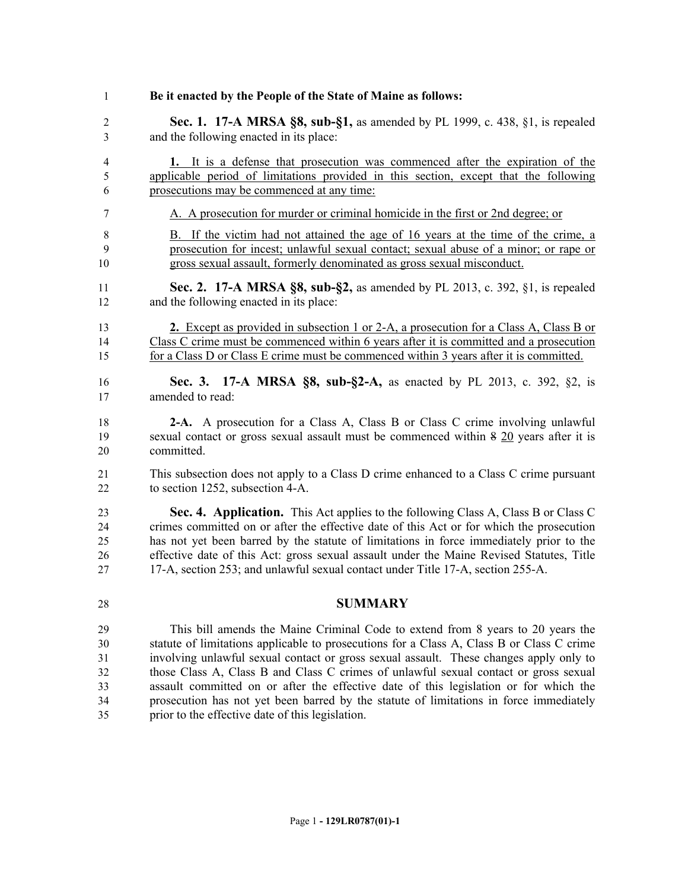**Be it enacted by the People of the State of Maine as follows:**

**Sec. 1. 17-A MRSA §8, sub-§1,** as amended by PL 1999, c. 438, §1, is repealed and the following enacted in its place:

**1.** It is a defense that prosecution was commenced after the expiration of the applicable period of limitations provided in this section, except that the following prosecutions may be commenced at any time:

A. A prosecution for murder or criminal homicide in the first or 2nd degree; or

B. If the victim had not attained the age of 16 years at the time of the crime, a prosecution for incest; unlawful sexual contact; sexual abuse of a minor; or rape or gross sexual assault, formerly denominated as gross sexual misconduct.

**Sec. 2. 17-A MRSA §8, sub-§2,** as amended by PL 2013, c. 392, §1, is repealed and the following enacted in its place:

**2.** Except as provided in subsection 1 or 2-A, a prosecution for a Class A, Class B or Class C crime must be commenced within 6 years after it is committed and a prosecution for a Class D or Class E crime must be commenced within 3 years after it is committed.

**Sec. 3. 17-A MRSA §8, sub-§2-A,** as enacted by PL 2013, c. 392, §2, is amended to read:

**2-A.** A prosecution for a Class A, Class B or Class C crime involving unlawful sexual contact or gross sexual assault must be commenced within ~~8~~ 20 years after it is committed.

This subsection does not apply to a Class D crime enhanced to a Class C crime pursuant to section 1252, subsection 4-A.

**Sec. 4. Application.** This Act applies to the following Class A, Class B or Class C crimes committed on or after the effective date of this Act or for which the prosecution has not yet been barred by the statute of limitations in force immediately prior to the effective date of this Act: gross sexual assault under the Maine Revised Statutes, Title 17-A, section 253; and unlawful sexual contact under Title 17-A, section 255-A.

## SUMMARY

This bill amends the Maine Criminal Code to extend from 8 years to 20 years the statute of limitations applicable to prosecutions for a Class A, Class B or Class C crime involving unlawful sexual contact or gross sexual assault. These changes apply only to those Class A, Class B and Class C crimes of unlawful sexual contact or gross sexual assault committed on or after the effective date of this legislation or for which the prosecution has not yet been barred by the statute of limitations in force immediately prior to the effective date of this legislation.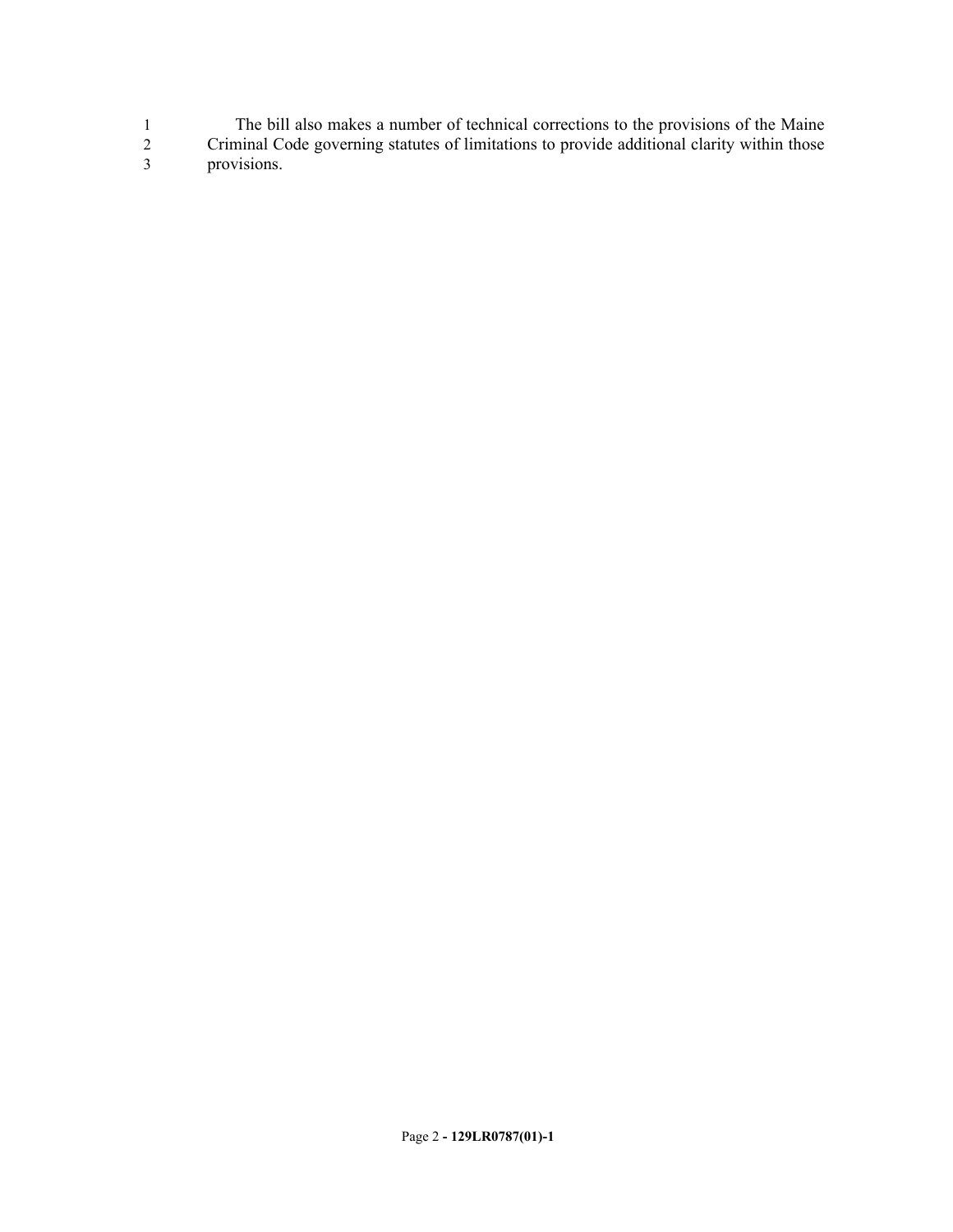The bill also makes a number of technical corrections to the provisions of the Maine Criminal Code governing statutes of limitations to provide additional clarity within those provisions.